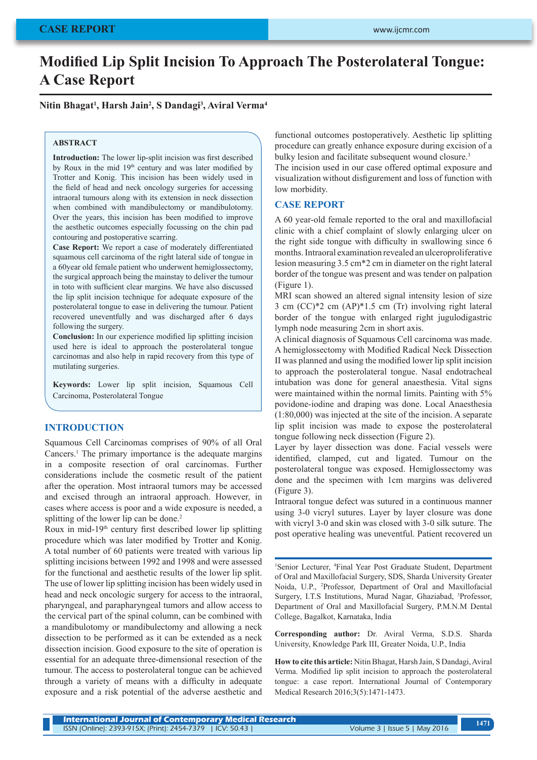CASE REPORT

# Modified Lip Split Incision To Approach The Posterolateral Tongue: A Case Report

**Nitin Bhagat[1], Harsh Jain[2], S Dandagi[3], Aviral Verma[4]**

## ABSTRACT

**Introduction:** The lower lip-split incision was first described by Roux in the mid 19th century and was later modified by Trotter and Konig. This incision has been widely used in the field of head and neck oncology surgeries for accessing intraoral tumours along with its extension in neck dissection when combined with mandibulectomy or mandibulotomy. Over the years, this incision has been modified to improve the aesthetic outcomes especially focussing on the chin pad contouring and postoperative scarring.

**Case Report:** We report a case of moderately differentiated squamous cell carcinoma of the right lateral side of tongue in a 60year old female patient who underwent hemiglossectomy, the surgical approach being the mainstay to deliver the tumour in toto with sufficient clear margins. We have also discussed the lip split incision technique for adequate exposure of the posterolateral tongue to ease in delivering the tumour. Patient recovered uneventfully and was discharged after 6 days following the surgery.

**Conclusion:** In our experience modified lip splitting incision used here is ideal to approach the posterolateral tongue carcinomas and also help in rapid recovery from this type of mutilating surgeries.

**Keywords:** Lower lip split incision, Squamous Cell Carcinoma, Posterolateral Tongue

## INTRODUCTION

Squamous Cell Carcinomas comprises of 90% of all Oral Cancers.[1] The primary importance is the adequate margins in a composite resection of oral carcinomas. Further considerations include the cosmetic result of the patient after the operation. Most intraoral tumors may be accessed and excised through an intraoral approach. However, in cases where access is poor and a wide exposure is needed, a splitting of the lower lip can be done.[2]

Roux in mid-19th century first described lower lip splitting procedure which was later modified by Trotter and Konig. A total number of 60 patients were treated with various lip splitting incisions between 1992 and 1998 and were assessed for the functional and aesthetic results of the lower lip split. The use of lower lip splitting incision has been widely used in head and neck oncologic surgery for access to the intraoral, pharyngeal, and parapharyngeal tumors and allow access to the cervical part of the spinal column, can be combined with a mandibulotomy or mandibulectomy and allowing a neck dissection to be performed as it can be extended as a neck dissection incision. Good exposure to the site of operation is essential for an adequate three-dimensional resection of the tumour. The access to posterolateral tongue can be achieved through a variety of means with a difficulty in adequate exposure and a risk potential of the adverse aesthetic and functional outcomes postoperatively. Aesthetic lip splitting procedure can greatly enhance exposure during excision of a bulky lesion and facilitate subsequent wound closure.[3]

The incision used in our case offered optimal exposure and visualization without disfigurement and loss of function with low morbidity.

## CASE REPORT

A 60 year-old female reported to the oral and maxillofacial clinic with a chief complaint of slowly enlarging ulcer on the right side tongue with difficulty in swallowing since 6 months. Intraoral examination revealed an ulceroproliferative lesion measuring 3.5 cm*2 cm in diameter on the right lateral border of the tongue was present and was tender on palpation (Figure 1).

MRI scan showed an altered signal intensity lesion of size 3 cm (CC)*2 cm (AP)*1.5 cm (Tr) involving right lateral border of the tongue with enlarged right jugulodigastric lymph node measuring 2cm in short axis.

A clinical diagnosis of Squamous Cell carcinoma was made. A hemiglossectomy with Modified Radical Neck Dissection II was planned and using the modified lower lip split incision to approach the posterolateral tongue. Nasal endotracheal intubation was done for general anaesthesia. Vital signs were maintained within the normal limits. Painting with 5% povidone-iodine and draping was done. Local Anaesthesia (1:80,000) was injected at the site of the incision. A separate lip split incision was made to expose the posterolateral tongue following neck dissection (Figure 2).

Layer by layer dissection was done. Facial vessels were identified, clamped, cut and ligated. Tumour on the posterolateral tongue was exposed. Hemiglossectomy was done and the specimen with 1cm margins was delivered (Figure 3).

Intraoral tongue defect was sutured in a continuous manner using 3-0 vicryl sutures. Layer by layer closure was done with vicryl 3-0 and skin was closed with 3-0 silk suture. The post operative healing was uneventful. Patient recovered un

---

[1]Senior Lecturer, [4]Final Year Post Graduate Student, Department of Oral and Maxillofacial Surgery, SDS, Sharda University Greater Noida, U.P., [2]Professor, Department of Oral and Maxillofacial Surgery, I.T.S Institutions, Murad Nagar, Ghaziabad, [3]Professor, Department of Oral and Maxillofacial Surgery, P.M.N.M Dental College, Bagalkot, Karnataka, India

**Corresponding author:** Dr. Aviral Verma, S.D.S. Sharda University, Knowledge Park III, Greater Noida, U.P., India

**How to cite this article:** Nitin Bhagat, Harsh Jain, S Dandagi, Aviral Verma. Modified lip split incision to approach the posterolateral tongue: a case report. International Journal of Contemporary Medical Research 2016;3(5):1471-1473.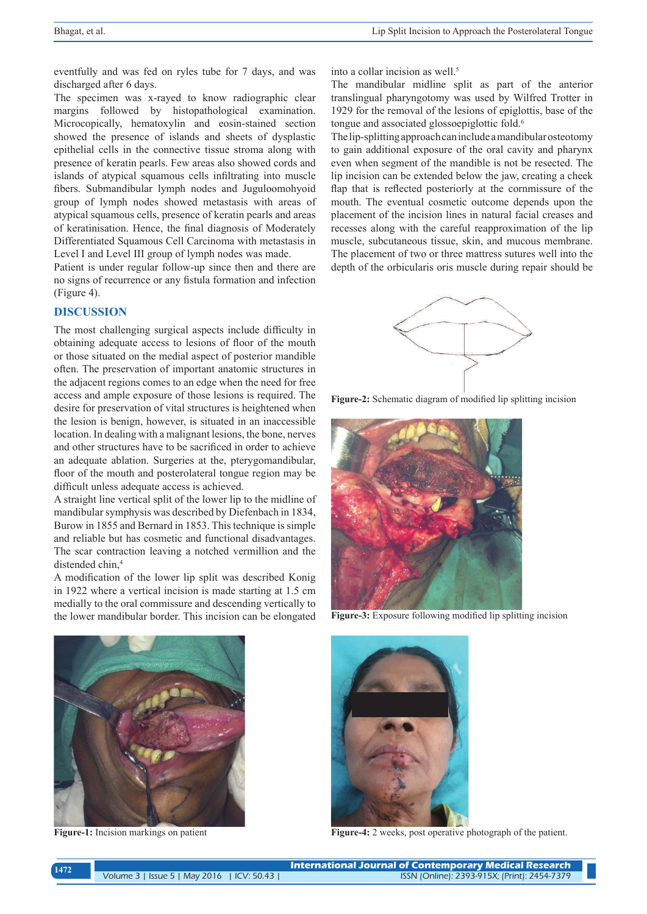eventfully and was fed on ryles tube for 7 days, and was discharged after 6 days.

The specimen was x-rayed to know radiographic clear margins followed by histopathological examination. Microcopically, hematoxylin and eosin-stained section showed the presence of islands and sheets of dysplastic epithelial cells in the connective tissue stroma along with presence of keratin pearls. Few areas also showed cords and islands of atypical squamous cells infiltrating into muscle fibers. Submandibular lymph nodes and Juguloomohyoid group of lymph nodes showed metastasis with areas of atypical squamous cells, presence of keratin pearls and areas of keratinisation. Hence, the final diagnosis of Moderately Differentiated Squamous Cell Carcinoma with metastasis in Level I and Level III group of lymph nodes was made.

Patient is under regular follow-up since then and there are no signs of recurrence or any fistula formation and infection (Figure 4).

## DISCUSSION

The most challenging surgical aspects include difficulty in obtaining adequate access to lesions of floor of the mouth or those situated on the medial aspect of posterior mandible often. The preservation of important anatomic structures in the adjacent regions comes to an edge when the need for free access and ample exposure of those lesions is required. The desire for preservation of vital structures is heightened when the lesion is benign, however, is situated in an inaccessible location. In dealing with a malignant lesions, the bone, nerves and other structures have to be sacrificed in order to achieve an adequate ablation. Surgeries at the, pterygomandibular, floor of the mouth and posterolateral tongue region may be difficult unless adequate access is achieved.

A straight line vertical split of the lower lip to the midline of mandibular symphysis was described by Diefenbach in 1834, Burow in 1855 and Bernard in 1853. This technique is simple and reliable but has cosmetic and functional disadvantages. The scar contraction leaving a notched vermillion and the distended chin,[4]

A modification of the lower lip split was described Konig in 1922 where a vertical incision is made starting at 1.5 cm medially to the oral commissure and descending vertically to the lower mandibular border. This incision can be elongated into a collar incision as well.[5]

The mandibular midline split as part of the anterior translingual pharyngotomy was used by Wilfred Trotter in 1929 for the removal of the lesions of epiglottis, base of the tongue and associated glossoepiglottic fold.[6]

The lip-splitting approach can include a mandibular osteotomy to gain additional exposure of the oral cavity and pharynx even when segment of the mandible is not be resected. The lip incision can be extended below the jaw, creating a cheek flap that is reflected posteriorly at the cornmissure of the mouth. The eventual cosmetic outcome depends upon the placement of the incision lines in natural facial creases and recesses along with the careful reapproximation of the lip muscle, subcutaneous tissue, skin, and mucous membrane. The placement of two or three mattress sutures well into the depth of the orbicularis oris muscle during repair should be

**Figure-2:** Schematic diagram of modified lip splitting incision

**Figure-3:** Exposure following modified lip splitting incision

**Figure-1:** Incision markings on patient

**Figure-4:** 2 weeks, post operative photograph of the patient.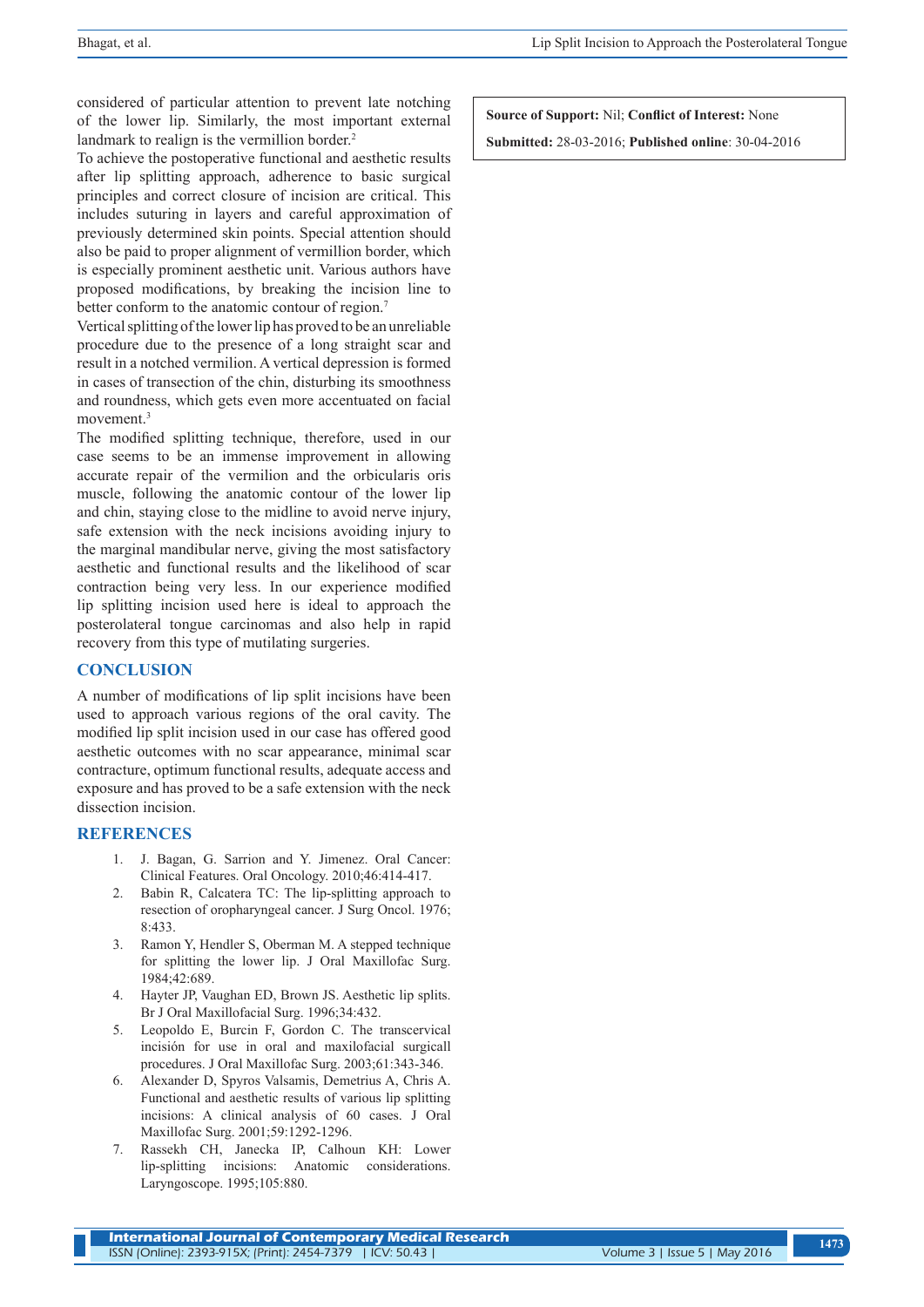considered of particular attention to prevent late notching of the lower lip. Similarly, the most important external landmark to realign is the vermillion border.[2]

To achieve the postoperative functional and aesthetic results after lip splitting approach, adherence to basic surgical principles and correct closure of incision are critical. This includes suturing in layers and careful approximation of previously determined skin points. Special attention should also be paid to proper alignment of vermillion border, which is especially prominent aesthetic unit. Various authors have proposed modifications, by breaking the incision line to better conform to the anatomic contour of region.[7]

Vertical splitting of the lower lip has proved to be an unreliable procedure due to the presence of a long straight scar and result in a notched vermilion. A vertical depression is formed in cases of transection of the chin, disturbing its smoothness and roundness, which gets even more accentuated on facial movement.[3]

The modified splitting technique, therefore, used in our case seems to be an immense improvement in allowing accurate repair of the vermilion and the orbicularis oris muscle, following the anatomic contour of the lower lip and chin, staying close to the midline to avoid nerve injury, safe extension with the neck incisions avoiding injury to the marginal mandibular nerve, giving the most satisfactory aesthetic and functional results and the likelihood of scar contraction being very less. In our experience modified lip splitting incision used here is ideal to approach the posterolateral tongue carcinomas and also help in rapid recovery from this type of mutilating surgeries.

## CONCLUSION

A number of modifications of lip split incisions have been used to approach various regions of the oral cavity. The modified lip split incision used in our case has offered good aesthetic outcomes with no scar appearance, minimal scar contracture, optimum functional results, adequate access and exposure and has proved to be a safe extension with the neck dissection incision.

## REFERENCES

1. J. Bagan, G. Sarrion and Y. Jimenez. Oral Cancer: Clinical Features. Oral Oncology. 2010;46:414-417.
2. Babin R, Calcatera TC: The lip-splitting approach to resection of oropharyngeal cancer. J Surg Oncol. 1976; 8:433.
3. Ramon Y, Hendler S, Oberman M. A stepped technique for splitting the lower lip. J Oral Maxillofac Surg. 1984;42:689.
4. Hayter JP, Vaughan ED, Brown JS. Aesthetic lip splits. Br J Oral Maxillofacial Surg. 1996;34:432.
5. Leopoldo E, Burcin F, Gordon C. The transcervical incisión for use in oral and maxilofacial surgicall procedures. J Oral Maxillofac Surg. 2003;61:343-346.
6. Alexander D, Spyros Valsamis, Demetrius A, Chris A. Functional and aesthetic results of various lip splitting incisions: A clinical analysis of 60 cases. J Oral Maxillofac Surg. 2001;59:1292-1296.
7. Rassekh CH, Janecka IP, Calhoun KH: Lower lip-splitting incisions: Anatomic considerations. Laryngoscope. 1995;105:880.

**Source of Support:** Nil; **Conflict of Interest:** None

**Submitted:** 28-03-2016; **Published online**: 30-04-2016